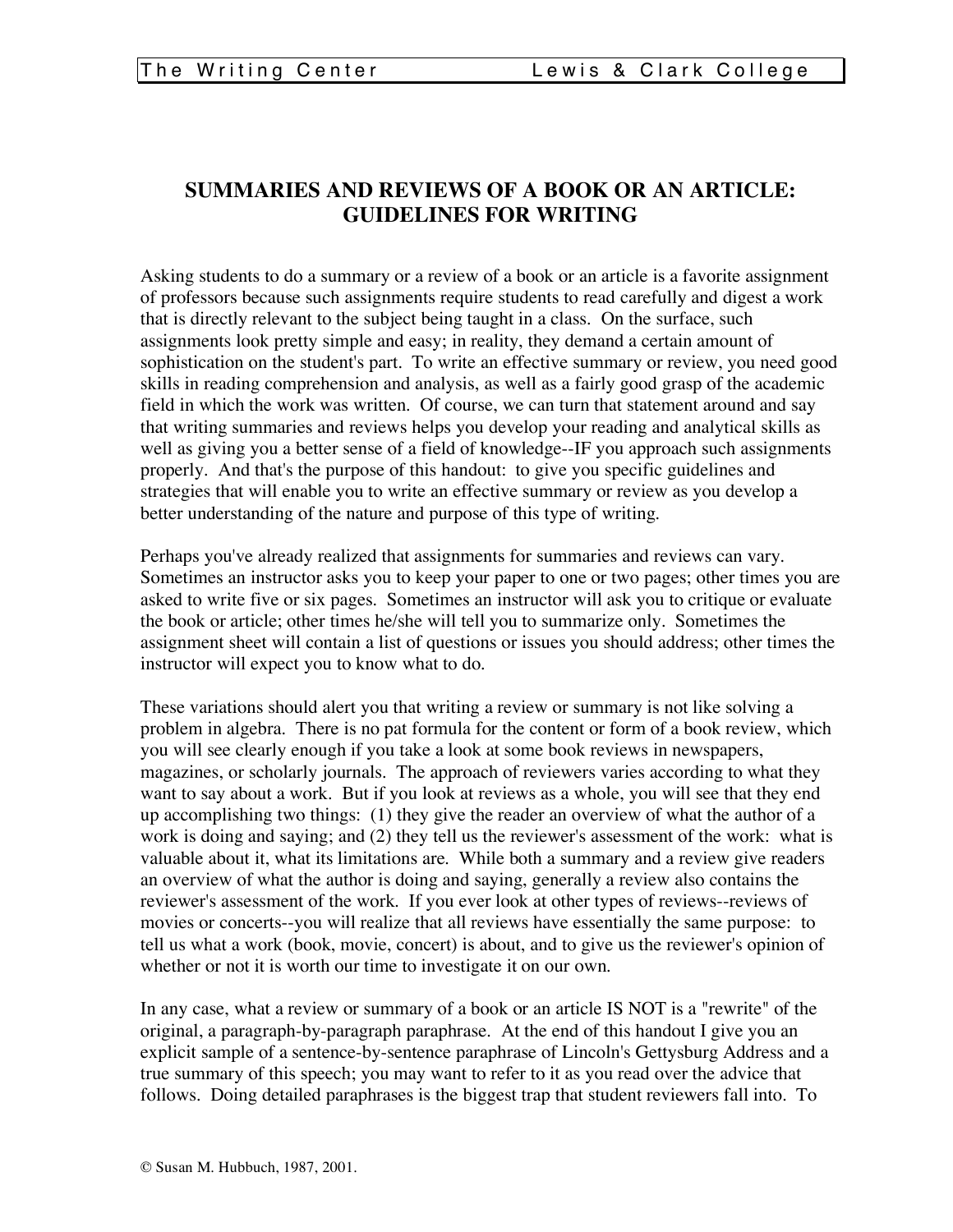# SUMMARIES AND REVIEWS OF A BOOK OR AN ARTICLE: GUIDELINES FOR WRITING

Asking students to do a summary or a review of a book or an article is a favorite assignment of professors because such assignments require students to read carefully and digest a work that is directly relevant to the subject being taught in a class. On the surface, such assignments look pretty simple and easy; in reality, they demand a certain amount of sophistication on the student's part. To write an effective summary or review, you need good skills in reading comprehension and analysis, as well as a fairly good grasp of the academic field in which the work was written. Of course, we can turn that statement around and say that writing summaries and reviews helps you develop your reading and analytical skills as well as giving you a better sense of a field of knowledge--IF you approach such assignments properly. And that's the purpose of this handout: to give you specific guidelines and strategies that will enable you to write an effective summary or review as you develop a better understanding of the nature and purpose of this type of writing.

Perhaps you've already realized that assignments for summaries and reviews can vary. Sometimes an instructor asks you to keep your paper to one or two pages; other times you are asked to write five or six pages. Sometimes an instructor will ask you to critique or evaluate the book or article; other times he/she will tell you to summarize only. Sometimes the assignment sheet will contain a list of questions or issues you should address; other times the instructor will expect you to know what to do.

These variations should alert you that writing a review or summary is not like solving a problem in algebra. There is no pat formula for the content or form of a book review, which you will see clearly enough if you take a look at some book reviews in newspapers, magazines, or scholarly journals. The approach of reviewers varies according to what they want to say about a work. But if you look at reviews as a whole, you will see that they end up accomplishing two things: (1) they give the reader an overview of what the author of a work is doing and saying; and (2) they tell us the reviewer's assessment of the work: what is valuable about it, what its limitations are. While both a summary and a review give readers an overview of what the author is doing and saying, generally a review also contains the reviewer's assessment of the work. If you ever look at other types of reviews--reviews of movies or concerts--you will realize that all reviews have essentially the same purpose: to tell us what a work (book, movie, concert) is about, and to give us the reviewer's opinion of whether or not it is worth our time to investigate it on our own.

In any case, what a review or summary of a book or an article IS NOT is a "rewrite" of the original, a paragraph-by-paragraph paraphrase. At the end of this handout I give you an explicit sample of a sentence-by-sentence paraphrase of Lincoln's Gettysburg Address and a true summary of this speech; you may want to refer to it as you read over the advice that follows. Doing detailed paraphrases is the biggest trap that student reviewers fall into. To

© Susan M. Hubbuch, 1987, 2001.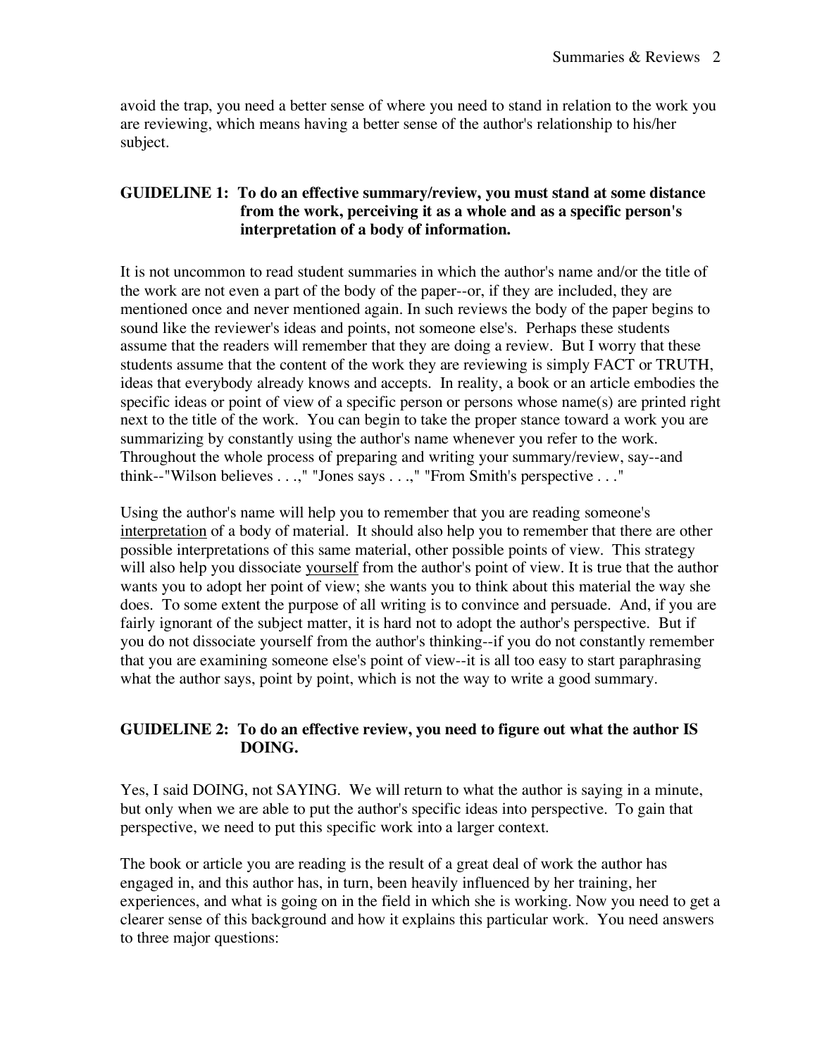avoid the trap, you need a better sense of where you need to stand in relation to the work you are reviewing, which means having a better sense of the author's relationship to his/her subject.

**GUIDELINE 1: To do an effective summary/review, you must stand at some distance from the work, perceiving it as a whole and as a specific person's interpretation of a body of information.**

It is not uncommon to read student summaries in which the author's name and/or the title of the work are not even a part of the body of the paper--or, if they are included, they are mentioned once and never mentioned again. In such reviews the body of the paper begins to sound like the reviewer's ideas and points, not someone else's. Perhaps these students assume that the readers will remember that they are doing a review. But I worry that these students assume that the content of the work they are reviewing is simply FACT or TRUTH, ideas that everybody already knows and accepts. In reality, a book or an article embodies the specific ideas or point of view of a specific person or persons whose name(s) are printed right next to the title of the work. You can begin to take the proper stance toward a work you are summarizing by constantly using the author's name whenever you refer to the work. Throughout the whole process of preparing and writing your summary/review, say--and think--"Wilson believes . . .," "Jones says . . .," "From Smith's perspective . . ."

Using the author's name will help you to remember that you are reading someone's <u>interpretation</u> of a body of material. It should also help you to remember that there are other possible interpretations of this same material, other possible points of view. This strategy will also help you dissociate <u>yourself</u> from the author's point of view. It is true that the author wants you to adopt her point of view; she wants you to think about this material the way she does. To some extent the purpose of all writing is to convince and persuade. And, if you are fairly ignorant of the subject matter, it is hard not to adopt the author's perspective. But if you do not dissociate yourself from the author's thinking--if you do not constantly remember that you are examining someone else's point of view--it is all too easy to start paraphrasing what the author says, point by point, which is not the way to write a good summary.

**GUIDELINE 2: To do an effective review, you need to figure out what the author IS DOING.**

Yes, I said DOING, not SAYING. We will return to what the author is saying in a minute, but only when we are able to put the author's specific ideas into perspective. To gain that perspective, we need to put this specific work into a larger context.

The book or article you are reading is the result of a great deal of work the author has engaged in, and this author has, in turn, been heavily influenced by her training, her experiences, and what is going on in the field in which she is working. Now you need to get a clearer sense of this background and how it explains this particular work. You need answers to three major questions: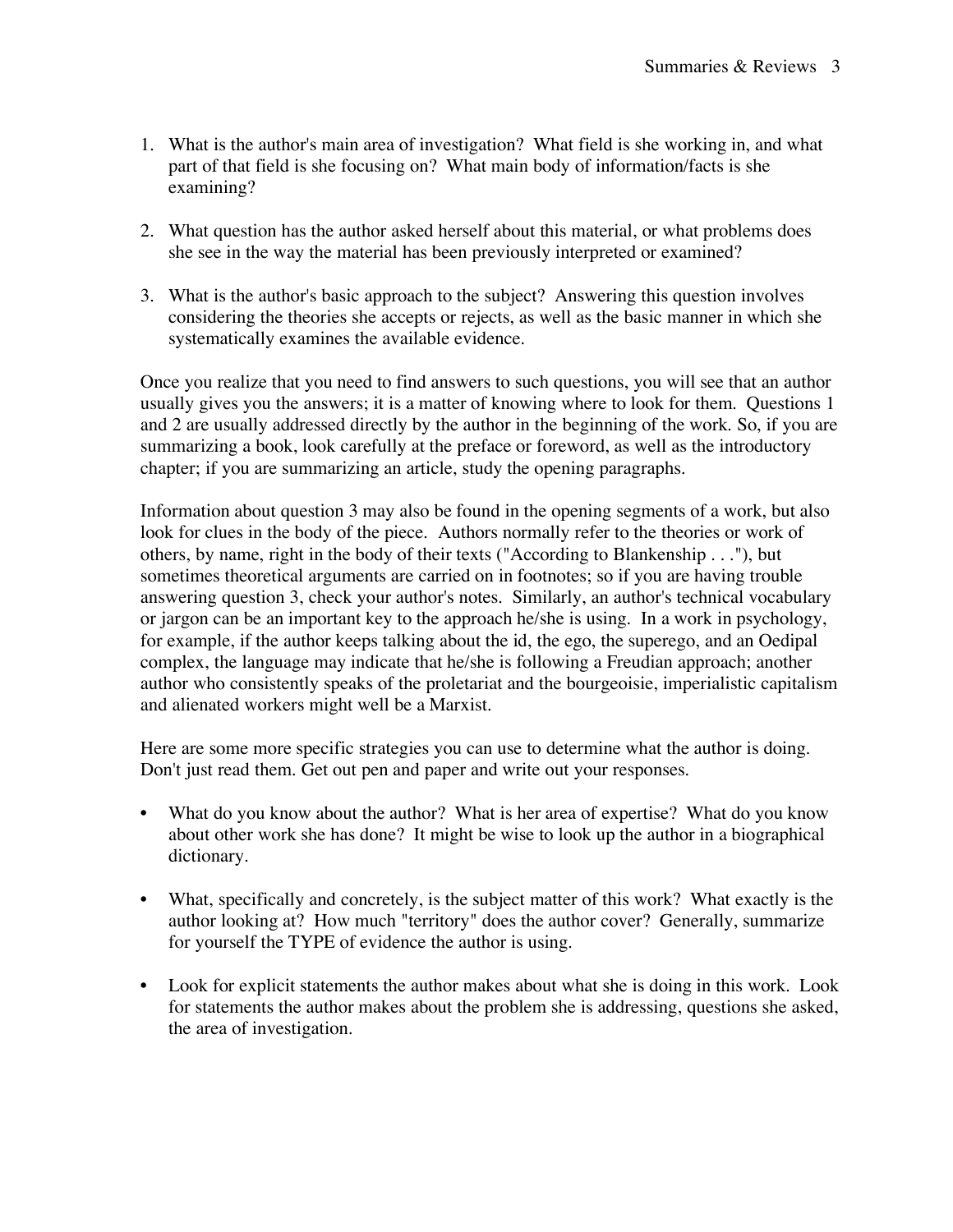1. What is the author's main area of investigation? What field is she working in, and what part of that field is she focusing on? What main body of information/facts is she examining?

2. What question has the author asked herself about this material, or what problems does she see in the way the material has been previously interpreted or examined?

3. What is the author's basic approach to the subject? Answering this question involves considering the theories she accepts or rejects, as well as the basic manner in which she systematically examines the available evidence.

Once you realize that you need to find answers to such questions, you will see that an author usually gives you the answers; it is a matter of knowing where to look for them. Questions 1 and 2 are usually addressed directly by the author in the beginning of the work. So, if you are summarizing a book, look carefully at the preface or foreword, as well as the introductory chapter; if you are summarizing an article, study the opening paragraphs.

Information about question 3 may also be found in the opening segments of a work, but also look for clues in the body of the piece. Authors normally refer to the theories or work of others, by name, right in the body of their texts ("According to Blankenship . . ."), but sometimes theoretical arguments are carried on in footnotes; so if you are having trouble answering question 3, check your author's notes. Similarly, an author's technical vocabulary or jargon can be an important key to the approach he/she is using. In a work in psychology, for example, if the author keeps talking about the id, the ego, the superego, and an Oedipal complex, the language may indicate that he/she is following a Freudian approach; another author who consistently speaks of the proletariat and the bourgeoisie, imperialistic capitalism and alienated workers might well be a Marxist.

Here are some more specific strategies you can use to determine what the author is doing. Don't just read them. Get out pen and paper and write out your responses.

- What do you know about the author? What is her area of expertise? What do you know about other work she has done? It might be wise to look up the author in a biographical dictionary.

- What, specifically and concretely, is the subject matter of this work? What exactly is the author looking at? How much "territory" does the author cover? Generally, summarize for yourself the TYPE of evidence the author is using.

- Look for explicit statements the author makes about what she is doing in this work. Look for statements the author makes about the problem she is addressing, questions she asked, the area of investigation.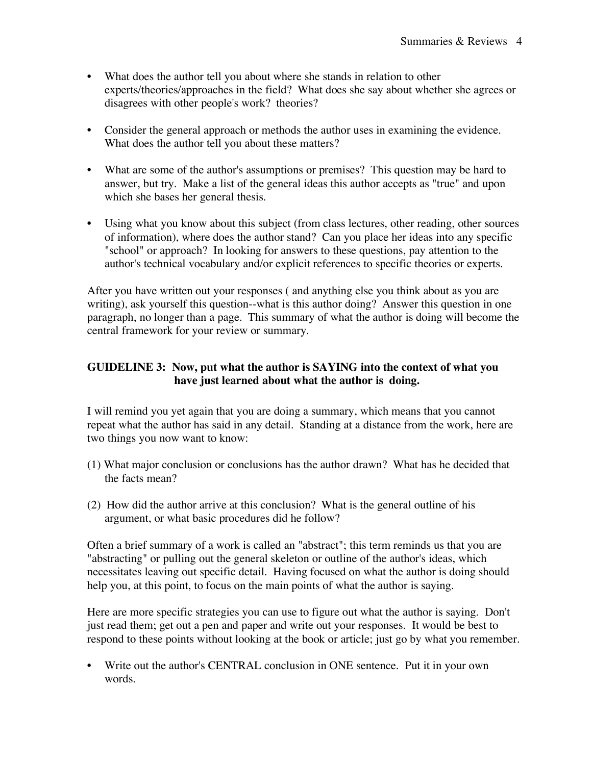- What does the author tell you about where she stands in relation to other experts/theories/approaches in the field? What does she say about whether she agrees or disagrees with other people's work? theories?

- Consider the general approach or methods the author uses in examining the evidence. What does the author tell you about these matters?

- What are some of the author's assumptions or premises? This question may be hard to answer, but try. Make a list of the general ideas this author accepts as "true" and upon which she bases her general thesis.

- Using what you know about this subject (from class lectures, other reading, other sources of information), where does the author stand? Can you place her ideas into any specific "school" or approach? In looking for answers to these questions, pay attention to the author's technical vocabulary and/or explicit references to specific theories or experts.

After you have written out your responses ( and anything else you think about as you are writing), ask yourself this question--what is this author doing? Answer this question in one paragraph, no longer than a page. This summary of what the author is doing will become the central framework for your review or summary.

**GUIDELINE 3: Now, put what the author is SAYING into the context of what you have just learned about what the author is doing.**

I will remind you yet again that you are doing a summary, which means that you cannot repeat what the author has said in any detail. Standing at a distance from the work, here are two things you now want to know:

(1) What major conclusion or conclusions has the author drawn? What has he decided that the facts mean?

(2) How did the author arrive at this conclusion? What is the general outline of his argument, or what basic procedures did he follow?

Often a brief summary of a work is called an "abstract"; this term reminds us that you are "abstracting" or pulling out the general skeleton or outline of the author's ideas, which necessitates leaving out specific detail. Having focused on what the author is doing should help you, at this point, to focus on the main points of what the author is saying.

Here are more specific strategies you can use to figure out what the author is saying. Don't just read them; get out a pen and paper and write out your responses. It would be best to respond to these points without looking at the book or article; just go by what you remember.

- Write out the author's CENTRAL conclusion in ONE sentence. Put it in your own words.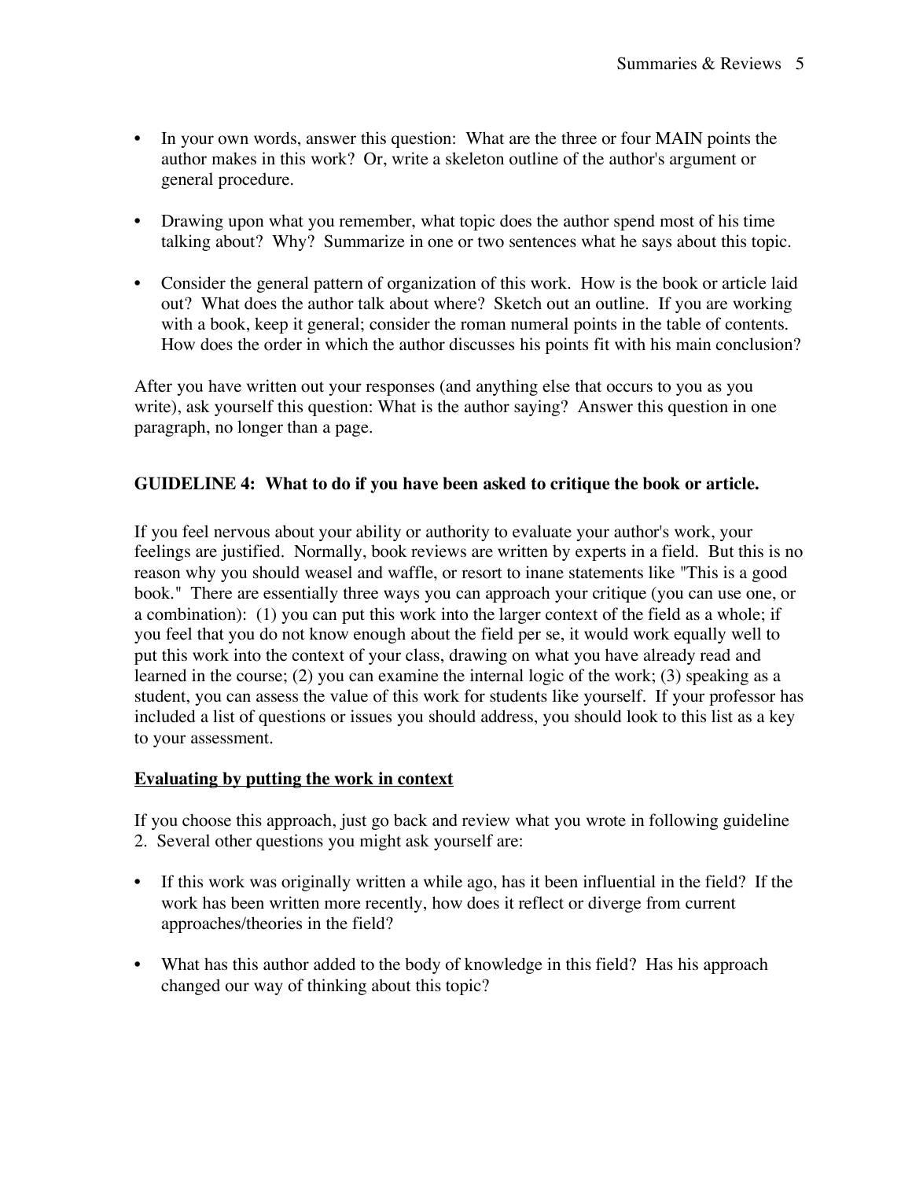- In your own words, answer this question: What are the three or four MAIN points the author makes in this work? Or, write a skeleton outline of the author's argument or general procedure.

- Drawing upon what you remember, what topic does the author spend most of his time talking about? Why? Summarize in one or two sentences what he says about this topic.

- Consider the general pattern of organization of this work. How is the book or article laid out? What does the author talk about where? Sketch out an outline. If you are working with a book, keep it general; consider the roman numeral points in the table of contents. How does the order in which the author discusses his points fit with his main conclusion?

After you have written out your responses (and anything else that occurs to you as you write), ask yourself this question: What is the author saying? Answer this question in one paragraph, no longer than a page.

### GUIDELINE 4: What to do if you have been asked to critique the book or article.

If you feel nervous about your ability or authority to evaluate your author's work, your feelings are justified. Normally, book reviews are written by experts in a field. But this is no reason why you should weasel and waffle, or resort to inane statements like "This is a good book." There are essentially three ways you can approach your critique (you can use one, or a combination): (1) you can put this work into the larger context of the field as a whole; if you feel that you do not know enough about the field per se, it would work equally well to put this work into the context of your class, drawing on what you have already read and learned in the course; (2) you can examine the internal logic of the work; (3) speaking as a student, you can assess the value of this work for students like yourself. If your professor has included a list of questions or issues you should address, you should look to this list as a key to your assessment.

#### Evaluating by putting the work in context

If you choose this approach, just go back and review what you wrote in following guideline 2. Several other questions you might ask yourself are:

- If this work was originally written a while ago, has it been influential in the field? If the work has been written more recently, how does it reflect or diverge from current approaches/theories in the field?

- What has this author added to the body of knowledge in this field? Has his approach changed our way of thinking about this topic?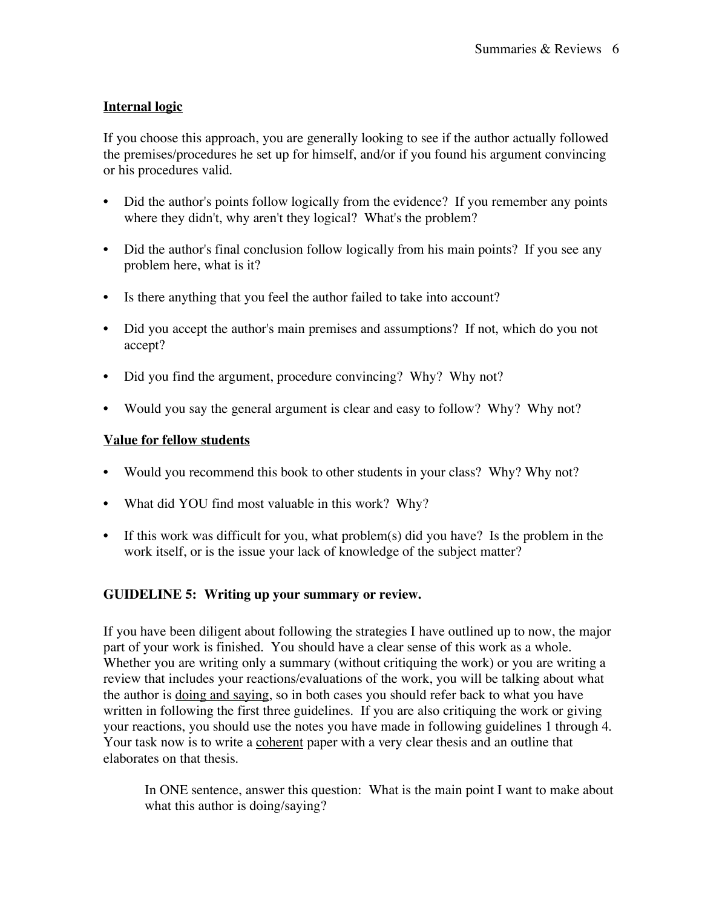**<u>Internal logic</u>**

If you choose this approach, you are generally looking to see if the author actually followed the premises/procedures he set up for himself, and/or if you found his argument convincing or his procedures valid.

- Did the author's points follow logically from the evidence? If you remember any points where they didn't, why aren't they logical? What's the problem?
- Did the author's final conclusion follow logically from his main points? If you see any problem here, what is it?
- Is there anything that you feel the author failed to take into account?
- Did you accept the author's main premises and assumptions? If not, which do you not accept?
- Did you find the argument, procedure convincing? Why? Why not?
- Would you say the general argument is clear and easy to follow? Why? Why not?

**<u>Value for fellow students</u>**

- Would you recommend this book to other students in your class? Why? Why not?
- What did YOU find most valuable in this work? Why?
- If this work was difficult for you, what problem(s) did you have? Is the problem in the work itself, or is the issue your lack of knowledge of the subject matter?

## GUIDELINE 5: Writing up your summary or review.

If you have been diligent about following the strategies I have outlined up to now, the major part of your work is finished. You should have a clear sense of this work as a whole. Whether you are writing only a summary (without critiquing the work) or you are writing a review that includes your reactions/evaluations of the work, you will be talking about what the author is <u>doing and saying</u>, so in both cases you should refer back to what you have written in following the first three guidelines. If you are also critiquing the work or giving your reactions, you should use the notes you have made in following guidelines 1 through 4. Your task now is to write a <u>coherent</u> paper with a very clear thesis and an outline that elaborates on that thesis.

> In ONE sentence, answer this question: What is the main point I want to make about what this author is doing/saying?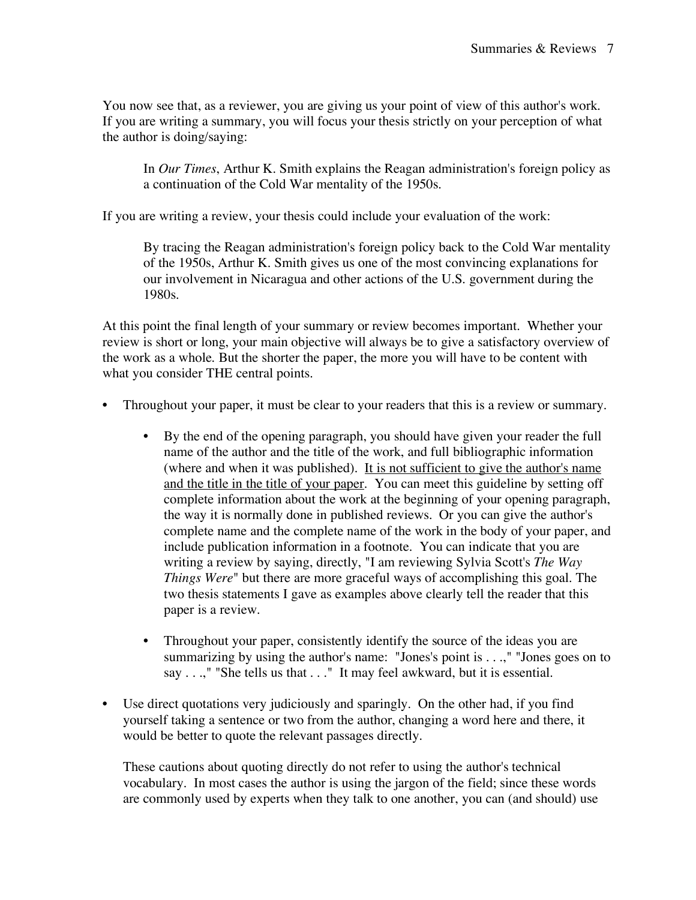You now see that, as a reviewer, you are giving us your point of view of this author's work. If you are writing a summary, you will focus your thesis strictly on your perception of what the author is doing/saying:

> In *Our Times*, Arthur K. Smith explains the Reagan administration's foreign policy as a continuation of the Cold War mentality of the 1950s.

If you are writing a review, your thesis could include your evaluation of the work:

> By tracing the Reagan administration's foreign policy back to the Cold War mentality of the 1950s, Arthur K. Smith gives us one of the most convincing explanations for our involvement in Nicaragua and other actions of the U.S. government during the 1980s.

At this point the final length of your summary or review becomes important. Whether your review is short or long, your main objective will always be to give a satisfactory overview of the work as a whole. But the shorter the paper, the more you will have to be content with what you consider THE central points.

- Throughout your paper, it must be clear to your readers that this is a review or summary.

    - By the end of the opening paragraph, you should have given your reader the full name of the author and the title of the work, and full bibliographic information (where and when it was published). <u>It is not sufficient to give the author's name and the title in the title of your paper</u>. You can meet this guideline by setting off complete information about the work at the beginning of your opening paragraph, the way it is normally done in published reviews. Or you can give the author's complete name and the complete name of the work in the body of your paper, and include publication information in a footnote. You can indicate that you are writing a review by saying, directly, "I am reviewing Sylvia Scott's *The Way Things Were*" but there are more graceful ways of accomplishing this goal. The two thesis statements I gave as examples above clearly tell the reader that this paper is a review.

    - Throughout your paper, consistently identify the source of the ideas you are summarizing by using the author's name: "Jones's point is . . .," "Jones goes on to say . . .," "She tells us that . . ." It may feel awkward, but it is essential.

- Use direct quotations very judiciously and sparingly. On the other had, if you find yourself taking a sentence or two from the author, changing a word here and there, it would be better to quote the relevant passages directly.

  These cautions about quoting directly do not refer to using the author's technical vocabulary. In most cases the author is using the jargon of the field; since these words are commonly used by experts when they talk to one another, you can (and should) use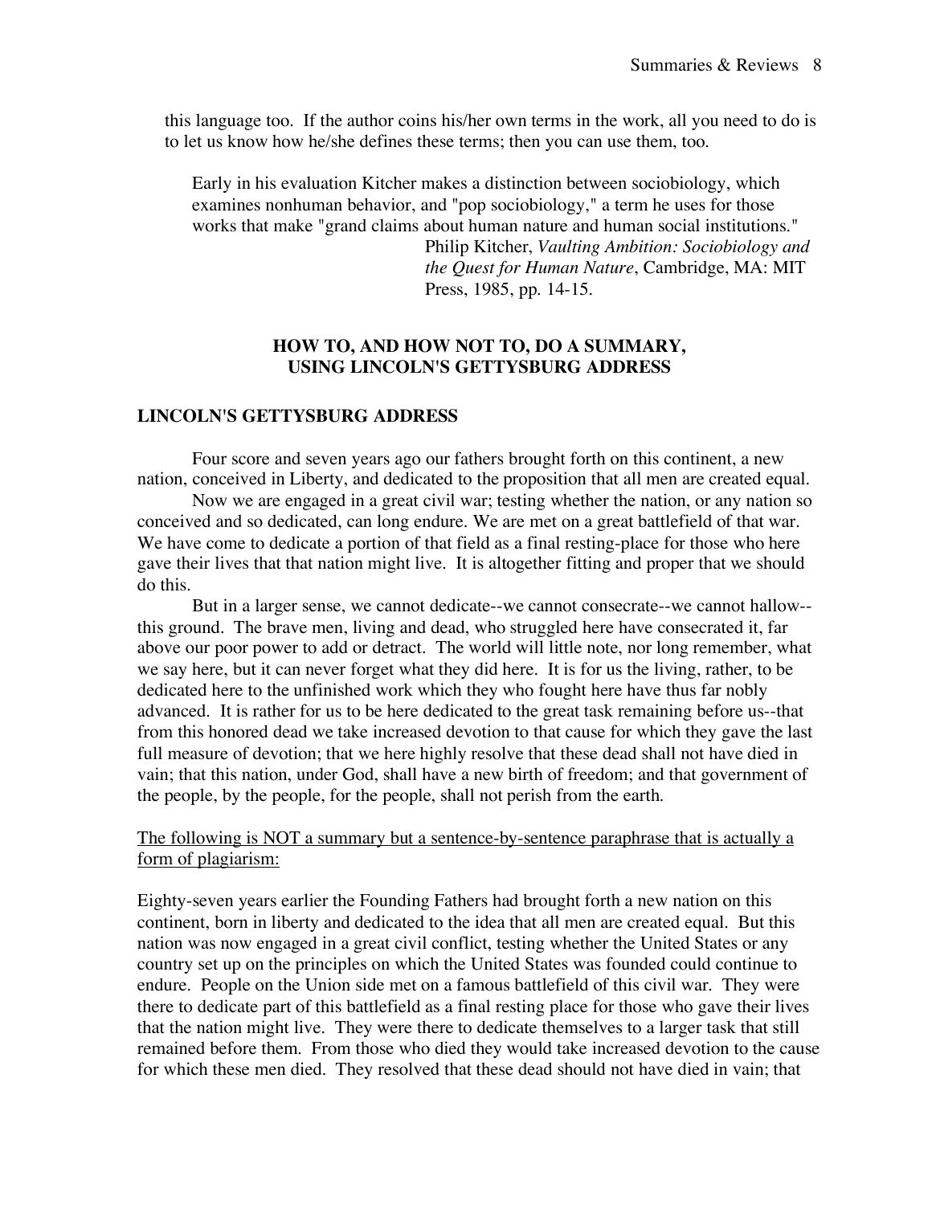this language too. If the author coins his/her own terms in the work, all you need to do is to let us know how he/she defines these terms; then you can use them, too.

> Early in his evaluation Kitcher makes a distinction between sociobiology, which examines nonhuman behavior, and "pop sociobiology," a term he uses for those works that make "grand claims about human nature and human social institutions."
>
> Philip Kitcher, *Vaulting Ambition: Sociobiology and the Quest for Human Nature*, Cambridge, MA: MIT Press, 1985, pp. 14-15.

## HOW TO, AND HOW NOT TO, DO A SUMMARY, USING LINCOLN'S GETTYSBURG ADDRESS

### LINCOLN'S GETTYSBURG ADDRESS

Four score and seven years ago our fathers brought forth on this continent, a new nation, conceived in Liberty, and dedicated to the proposition that all men are created equal.

Now we are engaged in a great civil war; testing whether the nation, or any nation so conceived and so dedicated, can long endure. We are met on a great battlefield of that war. We have come to dedicate a portion of that field as a final resting-place for those who here gave their lives that that nation might live. It is altogether fitting and proper that we should do this.

But in a larger sense, we cannot dedicate--we cannot consecrate--we cannot hallow--this ground. The brave men, living and dead, who struggled here have consecrated it, far above our poor power to add or detract. The world will little note, nor long remember, what we say here, but it can never forget what they did here. It is for us the living, rather, to be dedicated here to the unfinished work which they who fought here have thus far nobly advanced. It is rather for us to be here dedicated to the great task remaining before us--that from this honored dead we take increased devotion to that cause for which they gave the last full measure of devotion; that we here highly resolve that these dead shall not have died in vain; that this nation, under God, shall have a new birth of freedom; and that government of the people, by the people, for the people, shall not perish from the earth.

<u>The following is NOT a summary but a sentence-by-sentence paraphrase that is actually a form of plagiarism:</u>

Eighty-seven years earlier the Founding Fathers had brought forth a new nation on this continent, born in liberty and dedicated to the idea that all men are created equal. But this nation was now engaged in a great civil conflict, testing whether the United States or any country set up on the principles on which the United States was founded could continue to endure. People on the Union side met on a famous battlefield of this civil war. They were there to dedicate part of this battlefield as a final resting place for those who gave their lives that the nation might live. They were there to dedicate themselves to a larger task that still remained before them. From those who died they would take increased devotion to the cause for which these men died. They resolved that these dead should not have died in vain; that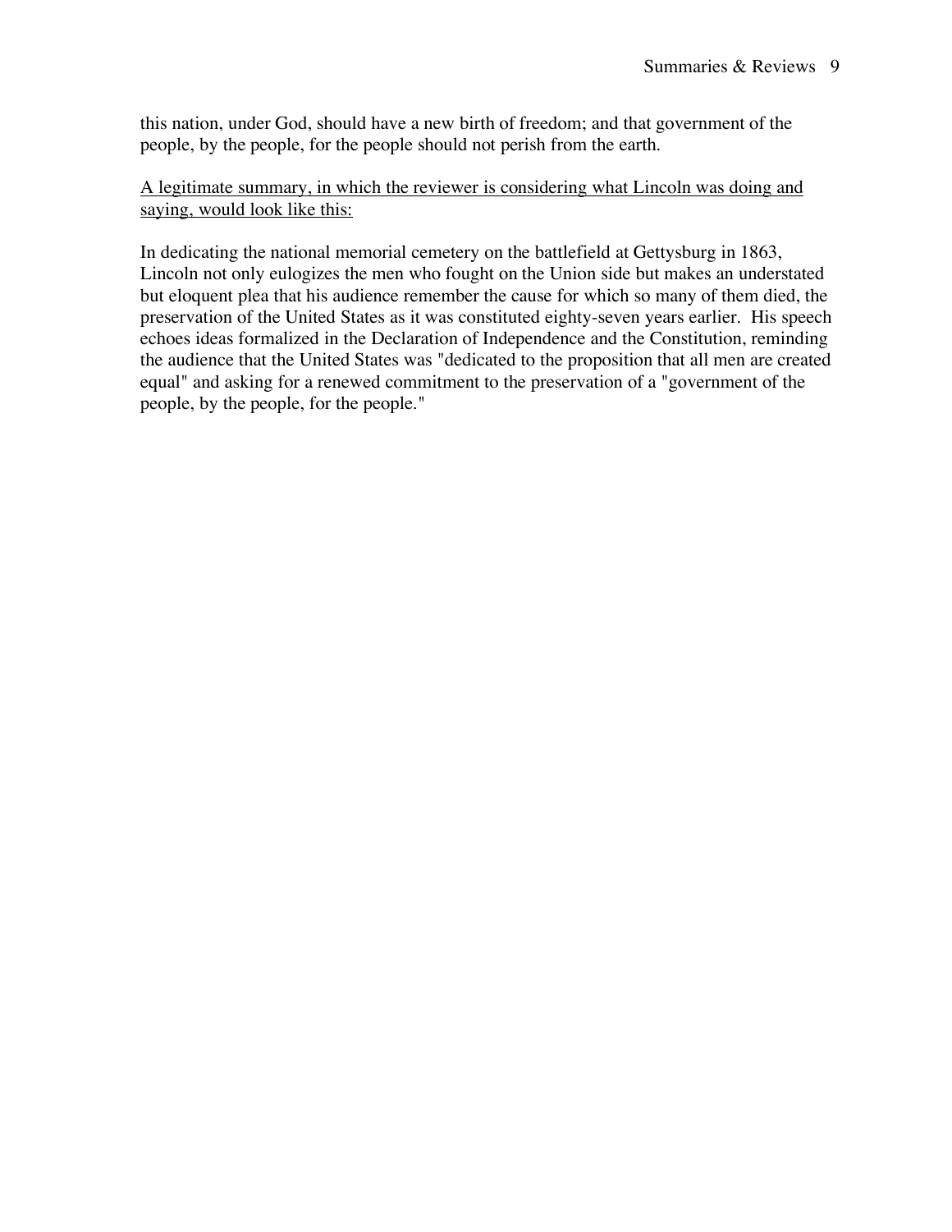this nation, under God, should have a new birth of freedom; and that government of the people, by the people, for the people should not perish from the earth.

<u>A legitimate summary, in which the reviewer is considering what Lincoln was doing and saying, would look like this:</u>

In dedicating the national memorial cemetery on the battlefield at Gettysburg in 1863, Lincoln not only eulogizes the men who fought on the Union side but makes an understated but eloquent plea that his audience remember the cause for which so many of them died, the preservation of the United States as it was constituted eighty-seven years earlier. His speech echoes ideas formalized in the Declaration of Independence and the Constitution, reminding the audience that the United States was "dedicated to the proposition that all men are created equal" and asking for a renewed commitment to the preservation of a "government of the people, by the people, for the people."